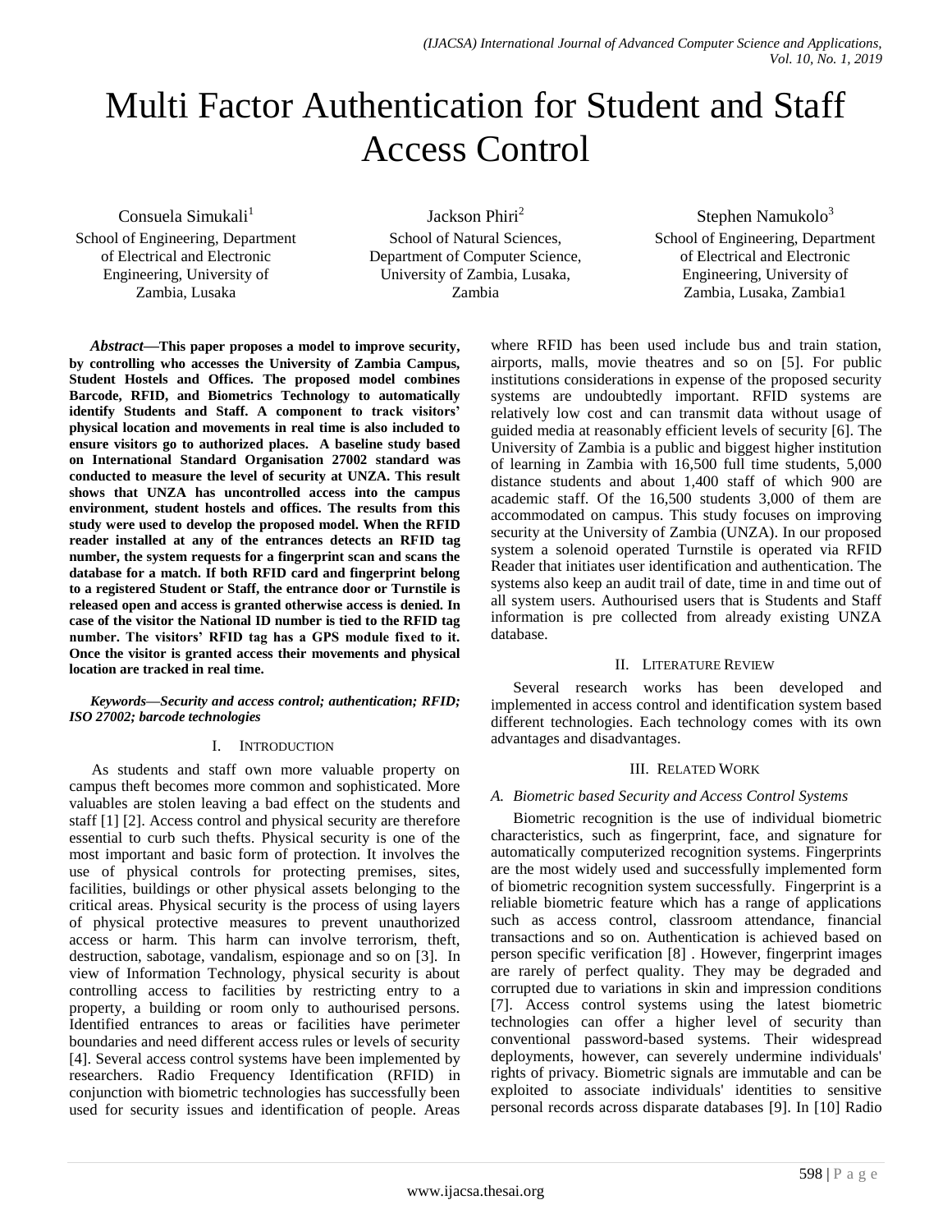# Multi Factor Authentication for Student and Staff Access Control

Consuela Simukali[1]
School of Engineering, Department of Electrical and Electronic Engineering, University of Zambia, Lusaka

Jackson Phiri[2]
School of Natural Sciences, Department of Computer Science, University of Zambia, Lusaka, Zambia

Stephen Namukolo[3]
School of Engineering, Department of Electrical and Electronic Engineering, University of Zambia, Lusaka, Zambia1

***Abstract*—This paper proposes a model to improve security, by controlling who accesses the University of Zambia Campus, Student Hostels and Offices. The proposed model combines Barcode, RFID, and Biometrics Technology to automatically identify Students and Staff. A component to track visitors' physical location and movements in real time is also included to ensure visitors go to authorized places. A baseline study based on International Standard Organisation 27002 standard was conducted to measure the level of security at UNZA. This result shows that UNZA has uncontrolled access into the campus environment, student hostels and offices. The results from this study were used to develop the proposed model. When the RFID reader installed at any of the entrances detects an RFID tag number, the system requests for a fingerprint scan and scans the database for a match. If both RFID card and fingerprint belong to a registered Student or Staff, the entrance door or Turnstile is released open and access is granted otherwise access is denied. In case of the visitor the National ID number is tied to the RFID tag number. The visitors' RFID tag has a GPS module fixed to it. Once the visitor is granted access their movements and physical location are tracked in real time.**

***Keywords*—*Security and access control; authentication; RFID; ISO 27002; barcode technologies***

## I. Introduction

As students and staff own more valuable property on campus theft becomes more common and sophisticated. More valuables are stolen leaving a bad effect on the students and staff [1] [2]. Access control and physical security are therefore essential to curb such thefts. Physical security is one of the most important and basic form of protection. It involves the use of physical controls for protecting premises, sites, facilities, buildings or other physical assets belonging to the critical areas. Physical security is the process of using layers of physical protective measures to prevent unauthorized access or harm. This harm can involve terrorism, theft, destruction, sabotage, vandalism, espionage and so on [3]. In view of Information Technology, physical security is about controlling access to facilities by restricting entry to a property, a building or room only to authourised persons. Identified entrances to areas or facilities have perimeter boundaries and need different access rules or levels of security [4]. Several access control systems have been implemented by researchers. Radio Frequency Identification (RFID) in conjunction with biometric technologies has successfully been used for security issues and identification of people. Areas where RFID has been used include bus and train station, airports, malls, movie theatres and so on [5]. For public institutions considerations in expense of the proposed security systems are undoubtedly important. RFID systems are relatively low cost and can transmit data without usage of guided media at reasonably efficient levels of security [6]. The University of Zambia is a public and biggest higher institution of learning in Zambia with 16,500 full time students, 5,000 distance students and about 1,400 staff of which 900 are academic staff. Of the 16,500 students 3,000 of them are accommodated on campus. This study focuses on improving security at the University of Zambia (UNZA). In our proposed system a solenoid operated Turnstile is operated via RFID Reader that initiates user identification and authentication. The systems also keep an audit trail of date, time in and time out of all system users. Authourised users that is Students and Staff information is pre collected from already existing UNZA database.

## II. Literature Review

Several research works has been developed and implemented in access control and identification system based different technologies. Each technology comes with its own advantages and disadvantages.

## III. Related Work

### *A. Biometric based Security and Access Control Systems*

Biometric recognition is the use of individual biometric characteristics, such as fingerprint, face, and signature for automatically computerized recognition systems. Fingerprints are the most widely used and successfully implemented form of biometric recognition system successfully. Fingerprint is a reliable biometric feature which has a range of applications such as access control, classroom attendance, financial transactions and so on. Authentication is achieved based on person specific verification [8] . However, fingerprint images are rarely of perfect quality. They may be degraded and corrupted due to variations in skin and impression conditions [7]. Access control systems using the latest biometric technologies can offer a higher level of security than conventional password-based systems. Their widespread deployments, however, can severely undermine individuals' rights of privacy. Biometric signals are immutable and can be exploited to associate individuals' identities to sensitive personal records across disparate databases [9]. In [10] Radio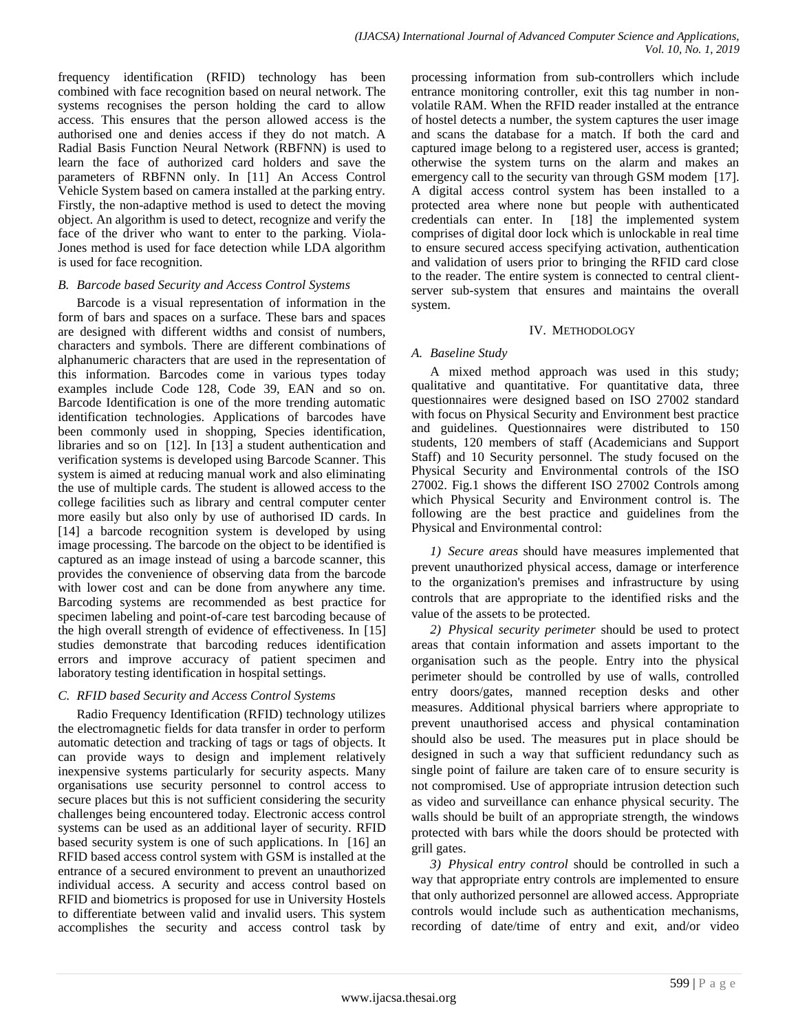frequency identification (RFID) technology has been combined with face recognition based on neural network. The systems recognises the person holding the card to allow access. This ensures that the person allowed access is the authorised one and denies access if they do not match. A Radial Basis Function Neural Network (RBFNN) is used to learn the face of authorized card holders and save the parameters of RBFNN only. In [11] An Access Control Vehicle System based on camera installed at the parking entry. Firstly, the non-adaptive method is used to detect the moving object. An algorithm is used to detect, recognize and verify the face of the driver who want to enter to the parking. Viola-Jones method is used for face detection while LDA algorithm is used for face recognition.

### *B. Barcode based Security and Access Control Systems*

Barcode is a visual representation of information in the form of bars and spaces on a surface. These bars and spaces are designed with different widths and consist of numbers, characters and symbols. There are different combinations of alphanumeric characters that are used in the representation of this information. Barcodes come in various types today examples include Code 128, Code 39, EAN and so on. Barcode Identification is one of the more trending automatic identification technologies. Applications of barcodes have been commonly used in shopping, Species identification, libraries and so on [12]. In [13] a student authentication and verification systems is developed using Barcode Scanner. This system is aimed at reducing manual work and also eliminating the use of multiple cards. The student is allowed access to the college facilities such as library and central computer center more easily but also only by use of authorised ID cards. In [14] a barcode recognition system is developed by using image processing. The barcode on the object to be identified is captured as an image instead of using a barcode scanner, this provides the convenience of observing data from the barcode with lower cost and can be done from anywhere any time. Barcoding systems are recommended as best practice for specimen labeling and point-of-care test barcoding because of the high overall strength of evidence of effectiveness. In [15] studies demonstrate that barcoding reduces identification errors and improve accuracy of patient specimen and laboratory testing identification in hospital settings.

### *C. RFID based Security and Access Control Systems*

Radio Frequency Identification (RFID) technology utilizes the electromagnetic fields for data transfer in order to perform automatic detection and tracking of tags or tags of objects. It can provide ways to design and implement relatively inexpensive systems particularly for security aspects. Many organisations use security personnel to control access to secure places but this is not sufficient considering the security challenges being encountered today. Electronic access control systems can be used as an additional layer of security. RFID based security system is one of such applications. In [16] an RFID based access control system with GSM is installed at the entrance of a secured environment to prevent an unauthorized individual access. A security and access control based on RFID and biometrics is proposed for use in University Hostels to differentiate between valid and invalid users. This system accomplishes the security and access control task by processing information from sub-controllers which include entrance monitoring controller, exit this tag number in non-volatile RAM. When the RFID reader installed at the entrance of hostel detects a number, the system captures the user image and scans the database for a match. If both the card and captured image belong to a registered user, access is granted; otherwise the system turns on the alarm and makes an emergency call to the security van through GSM modem [17]. A digital access control system has been installed to a protected area where none but people with authenticated credentials can enter. In [18] the implemented system comprises of digital door lock which is unlockable in real time to ensure secured access specifying activation, authentication and validation of users prior to bringing the RFID card close to the reader. The entire system is connected to central client-server sub-system that ensures and maintains the overall system.

## IV. Methodology

### *A. Baseline Study*

A mixed method approach was used in this study; qualitative and quantitative. For quantitative data, three questionnaires were designed based on ISO 27002 standard with focus on Physical Security and Environment best practice and guidelines. Questionnaires were distributed to 150 students, 120 members of staff (Academicians and Support Staff) and 10 Security personnel. The study focused on the Physical Security and Environmental controls of the ISO 27002. Fig.1 shows the different ISO 27002 Controls among which Physical Security and Environment control is. The following are the best practice and guidelines from the Physical and Environmental control:

*1) Secure areas* should have measures implemented that prevent unauthorized physical access, damage or interference to the organization's premises and infrastructure by using controls that are appropriate to the identified risks and the value of the assets to be protected.

*2) Physical security perimeter* should be used to protect areas that contain information and assets important to the organisation such as the people. Entry into the physical perimeter should be controlled by use of walls, controlled entry doors/gates, manned reception desks and other measures. Additional physical barriers where appropriate to prevent unauthorised access and physical contamination should also be used. The measures put in place should be designed in such a way that sufficient redundancy such as single point of failure are taken care of to ensure security is not compromised. Use of appropriate intrusion detection such as video and surveillance can enhance physical security. The walls should be built of an appropriate strength, the windows protected with bars while the doors should be protected with grill gates.

*3) Physical entry control* should be controlled in such a way that appropriate entry controls are implemented to ensure that only authorized personnel are allowed access. Appropriate controls would include such as authentication mechanisms, recording of date/time of entry and exit, and/or video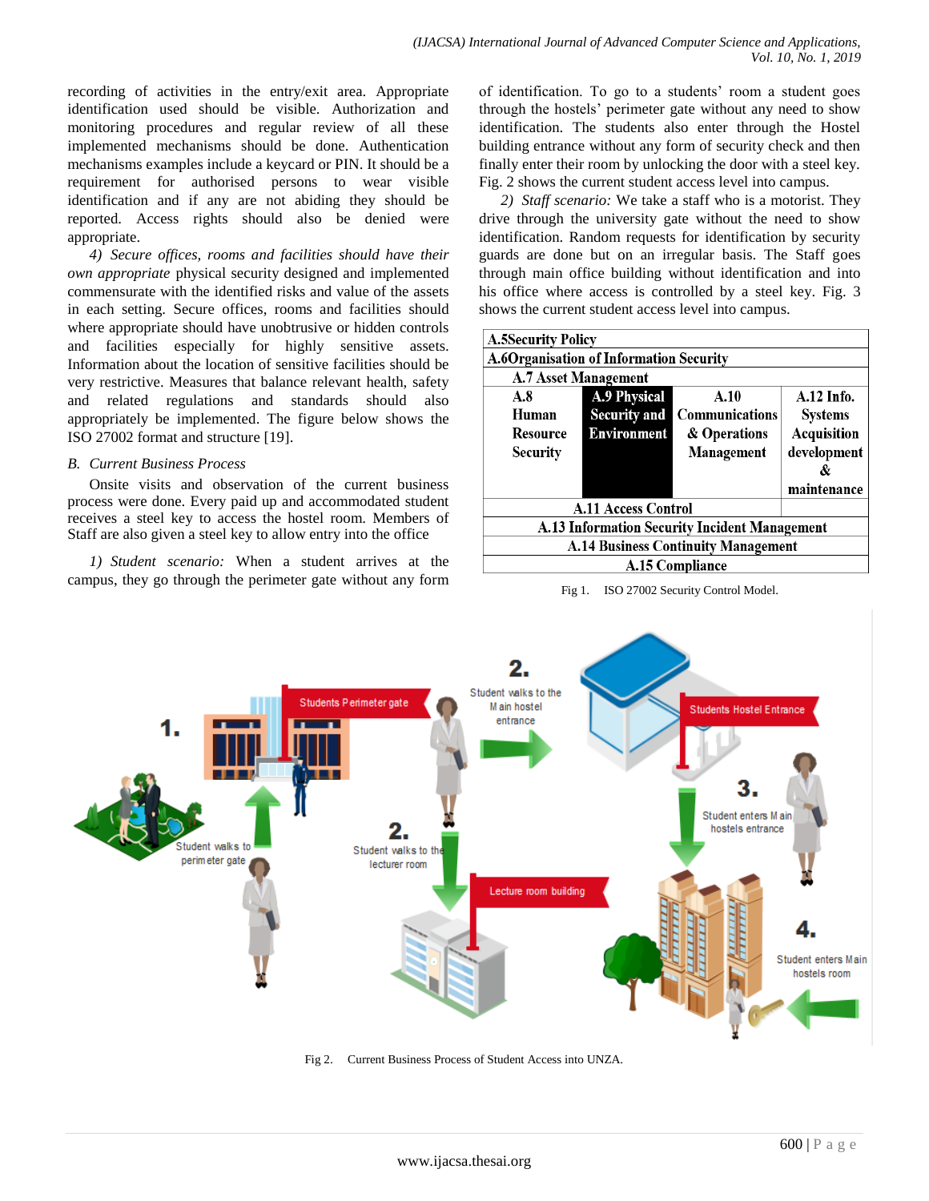recording of activities in the entry/exit area. Appropriate identification used should be visible. Authorization and monitoring procedures and regular review of all these implemented mechanisms should be done. Authentication mechanisms examples include a keycard or PIN. It should be a requirement for authorised persons to wear visible identification and if any are not abiding they should be reported. Access rights should also be denied were appropriate.

*4) Secure offices, rooms and facilities should have their own appropriate* physical security designed and implemented commensurate with the identified risks and value of the assets in each setting. Secure offices, rooms and facilities should where appropriate should have unobtrusive or hidden controls and facilities especially for highly sensitive assets. Information about the location of sensitive facilities should be very restrictive. Measures that balance relevant health, safety and related regulations and standards should also appropriately be implemented. The figure below shows the ISO 27002 format and structure [19].

### *B. Current Business Process*

Onsite visits and observation of the current business process were done. Every paid up and accommodated student receives a steel key to access the hostel room. Members of Staff are also given a steel key to allow entry into the office

*1) Student scenario:* When a student arrives at the campus, they go through the perimeter gate without any form of identification. To go to a students' room a student goes through the hostels' perimeter gate without any need to show identification. The students also enter through the Hostel building entrance without any form of security check and then finally enter their room by unlocking the door with a steel key. Fig. 2 shows the current student access level into campus.

*2) Staff scenario:* We take a staff who is a motorist. They drive through the university gate without the need to show identification. Random requests for identification by security guards are done but on an irregular basis. The Staff goes through main office building without identification and into his office where access is controlled by a steel key. Fig. 3 shows the current student access level into campus.

| A.5Security Policy | | | |
|---|---|---|---|
| A.6Organisation of Information Security | | | |
| A.7 Asset Management | | | |
| A.8 Human Resource Security | A.9 Physical Security and Environment | A.10 Communications & Operations Management | A.12 Info. Systems Acquisition development & maintenance |
| A.11 Access Control | | | |
| A.13 Information Security Incident Management | | | |
| A.14 Business Continuity Management | | | |
| A.15 Compliance | | | |

Fig 1. ISO 27002 Security Control Model.

Fig 2. Current Business Process of Student Access into UNZA.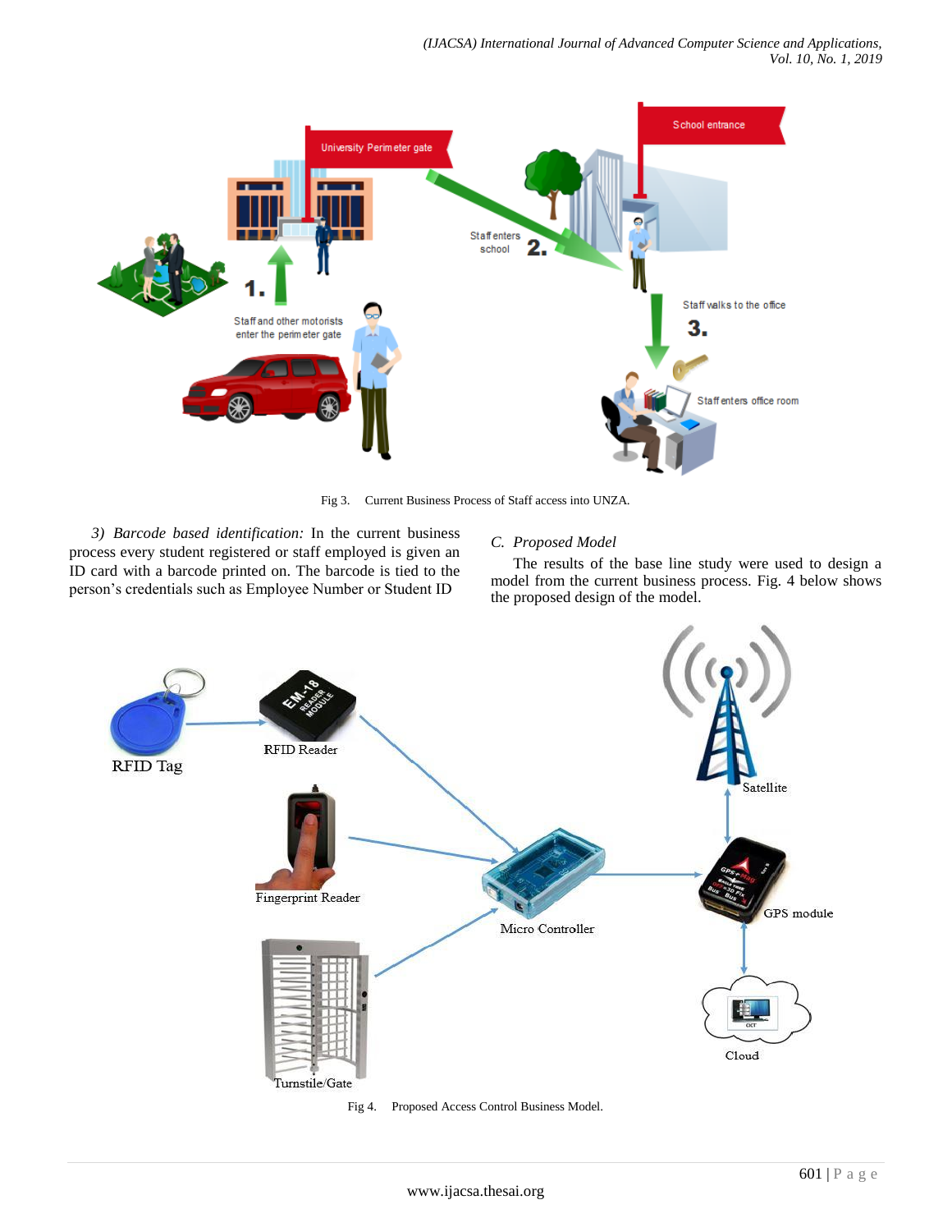Fig 3. Current Business Process of Staff access into UNZA.

*3) Barcode based identification:* In the current business process every student registered or staff employed is given an ID card with a barcode printed on. The barcode is tied to the person's credentials such as Employee Number or Student ID

### *C. Proposed Model*

The results of the base line study were used to design a model from the current business process. Fig. 4 below shows the proposed design of the model.

Fig 4. Proposed Access Control Business Model.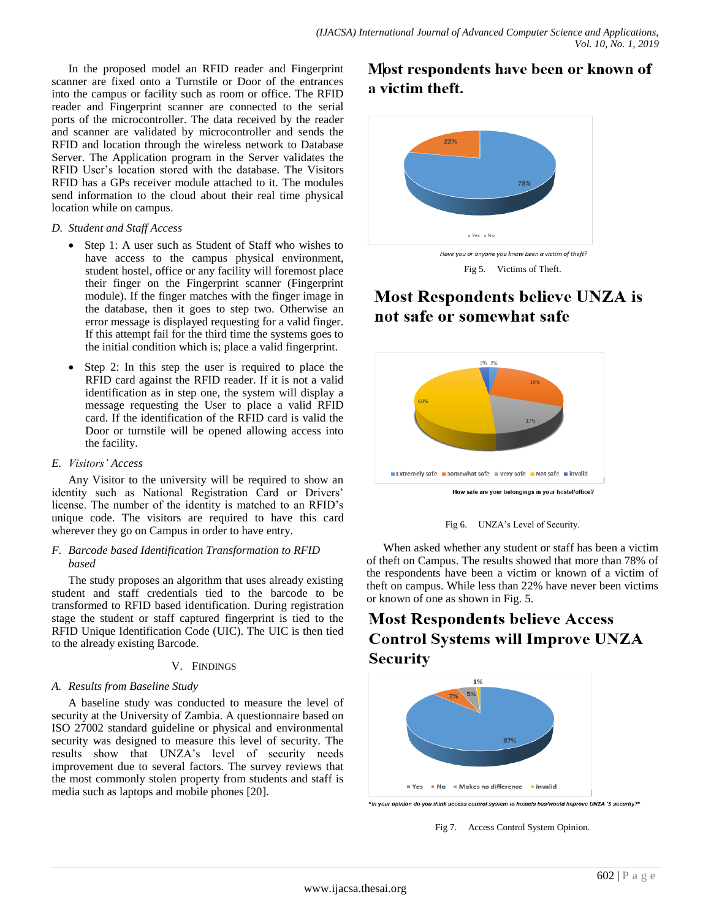In the proposed model an RFID reader and Fingerprint scanner are fixed onto a Turnstile or Door of the entrances into the campus or facility such as room or office. The RFID reader and Fingerprint scanner are connected to the serial ports of the microcontroller. The data received by the reader and scanner are validated by microcontroller and sends the RFID and location through the wireless network to Database Server. The Application program in the Server validates the RFID User's location stored with the database. The Visitors RFID has a GPs receiver module attached to it. The modules send information to the cloud about their real time physical location while on campus.

*D. Student and Staff Access*

- Step 1: A user such as Student of Staff who wishes to have access to the campus physical environment, student hostel, office or any facility will foremost place their finger on the Fingerprint scanner (Fingerprint module). If the finger matches with the finger image in the database, then it goes to step two. Otherwise an error message is displayed requesting for a valid finger. If this attempt fail for the third time the systems goes to the initial condition which is; place a valid fingerprint.
- Step 2: In this step the user is required to place the RFID card against the RFID reader. If it is not a valid identification as in step one, the system will display a message requesting the User to place a valid RFID card. If the identification of the RFID card is valid the Door or turnstile will be opened allowing access into the facility.

*E. Visitors' Access*

Any Visitor to the university will be required to show an identity such as National Registration Card or Drivers' license. The number of the identity is matched to an RFID's unique code. The visitors are required to have this card wherever they go on Campus in order to have entry.

*F. Barcode based Identification Transformation to RFID based*

The study proposes an algorithm that uses already existing student and staff credentials tied to the barcode to be transformed to RFID based identification. During registration stage the student or staff captured fingerprint is tied to the RFID Unique Identification Code (UIC). The UIC is then tied to the already existing Barcode.

## V. Findings

*A. Results from Baseline Study*

A baseline study was conducted to measure the level of security at the University of Zambia. A questionnaire based on ISO 27002 standard guideline or physical and environmental security was designed to measure this level of security. The results show that UNZA's level of security needs improvement due to several factors. The survey reviews that the most commonly stolen property from students and staff is media such as laptops and mobile phones [20].

**Most respondents have been or known of a victim theft.**

22%
78%
Yes No
*Have you or anyone you know been a victim of theft?*

Fig 5. Victims of Theft.

**Most Respondents believe UNZA is not safe or somewhat safe**

2% 2% 19% 17% 60%
Extremely safe, somewhat safe, Very safe, Not safe, invalid
How safe are your belongings in your hostel/office?

Fig 6. UNZA's Level of Security.

When asked whether any student or staff has been a victim of theft on Campus. The results showed that more than 78% of the respondents have been a victim or known of a victim of theft on campus. While less than 22% have never been victims or known of one as shown in Fig. 5.

**Most Respondents believe Access Control Systems will Improve UNZA Security**

1% 5% 7% 87%
Yes, No, Makes no difference, invalid
*"In your opinion do you think access control system to hostels has/would improve UNZA 'S security?"*

Fig 7. Access Control System Opinion.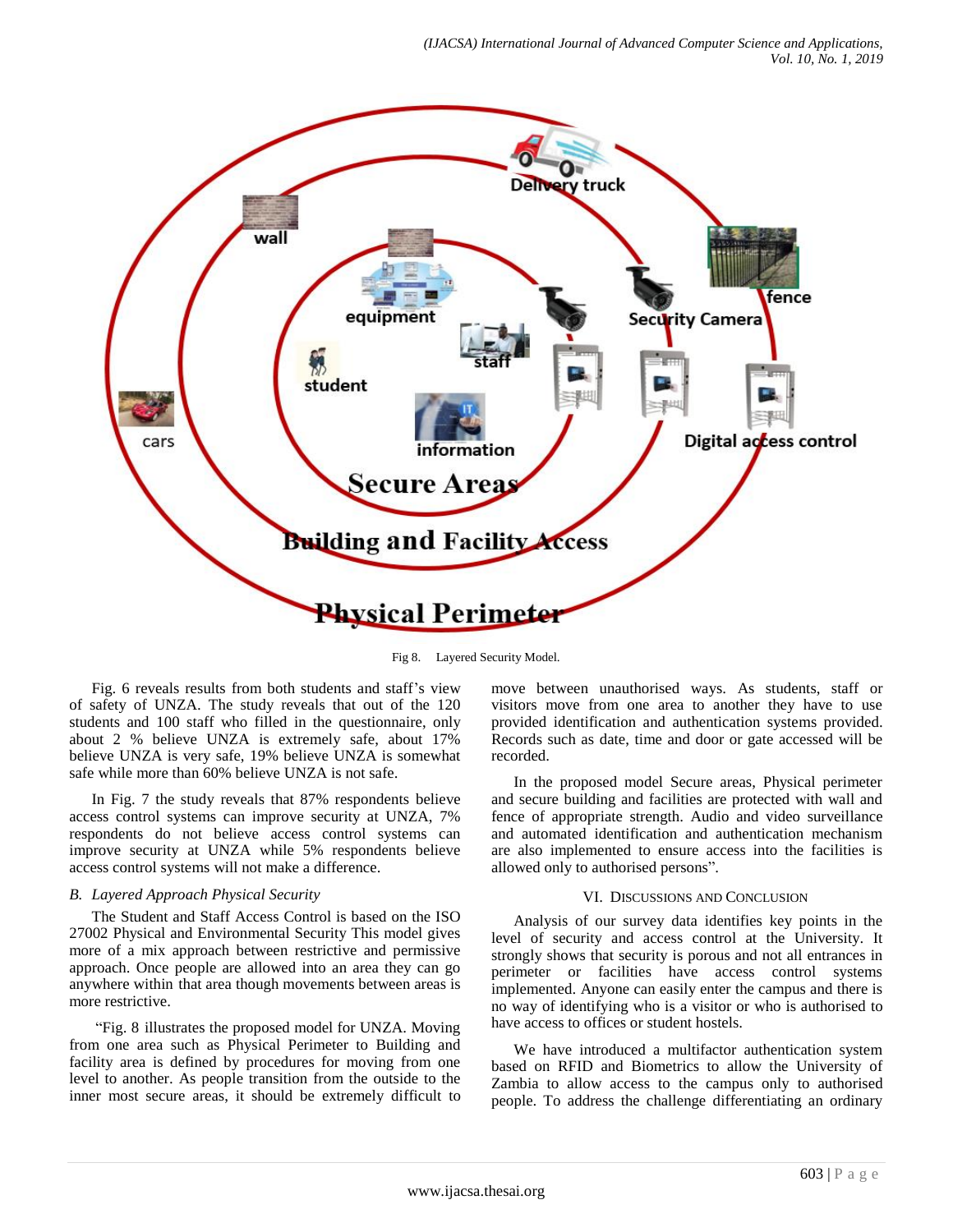Fig 8. Layered Security Model.

Fig. 6 reveals results from both students and staff's view of safety of UNZA. The study reveals that out of the 120 students and 100 staff who filled in the questionnaire, only about 2 % believe UNZA is extremely safe, about 17% believe UNZA is very safe, 19% believe UNZA is somewhat safe while more than 60% believe UNZA is not safe.

In Fig. 7 the study reveals that 87% respondents believe access control systems can improve security at UNZA, 7% respondents do not believe access control systems can improve security at UNZA while 5% respondents believe access control systems will not make a difference.

### *B. Layered Approach Physical Security*

The Student and Staff Access Control is based on the ISO 27002 Physical and Environmental Security This model gives more of a mix approach between restrictive and permissive approach. Once people are allowed into an area they can go anywhere within that area though movements between areas is more restrictive.

"Fig. 8 illustrates the proposed model for UNZA. Moving from one area such as Physical Perimeter to Building and facility area is defined by procedures for moving from one level to another. As people transition from the outside to the inner most secure areas, it should be extremely difficult to move between unauthorised ways. As students, staff or visitors move from one area to another they have to use provided identification and authentication systems provided. Records such as date, time and door or gate accessed will be recorded.

In the proposed model Secure areas, Physical perimeter and secure building and facilities are protected with wall and fence of appropriate strength. Audio and video surveillance and automated identification and authentication mechanism are also implemented to ensure access into the facilities is allowed only to authorised persons".

## VI. Discussions and Conclusion

Analysis of our survey data identifies key points in the level of security and access control at the University. It strongly shows that security is porous and not all entrances in perimeter or facilities have access control systems implemented. Anyone can easily enter the campus and there is no way of identifying who is a visitor or who is authorised to have access to offices or student hostels.

We have introduced a multifactor authentication system based on RFID and Biometrics to allow the University of Zambia to allow access to the campus only to authorised people. To address the challenge differentiating an ordinary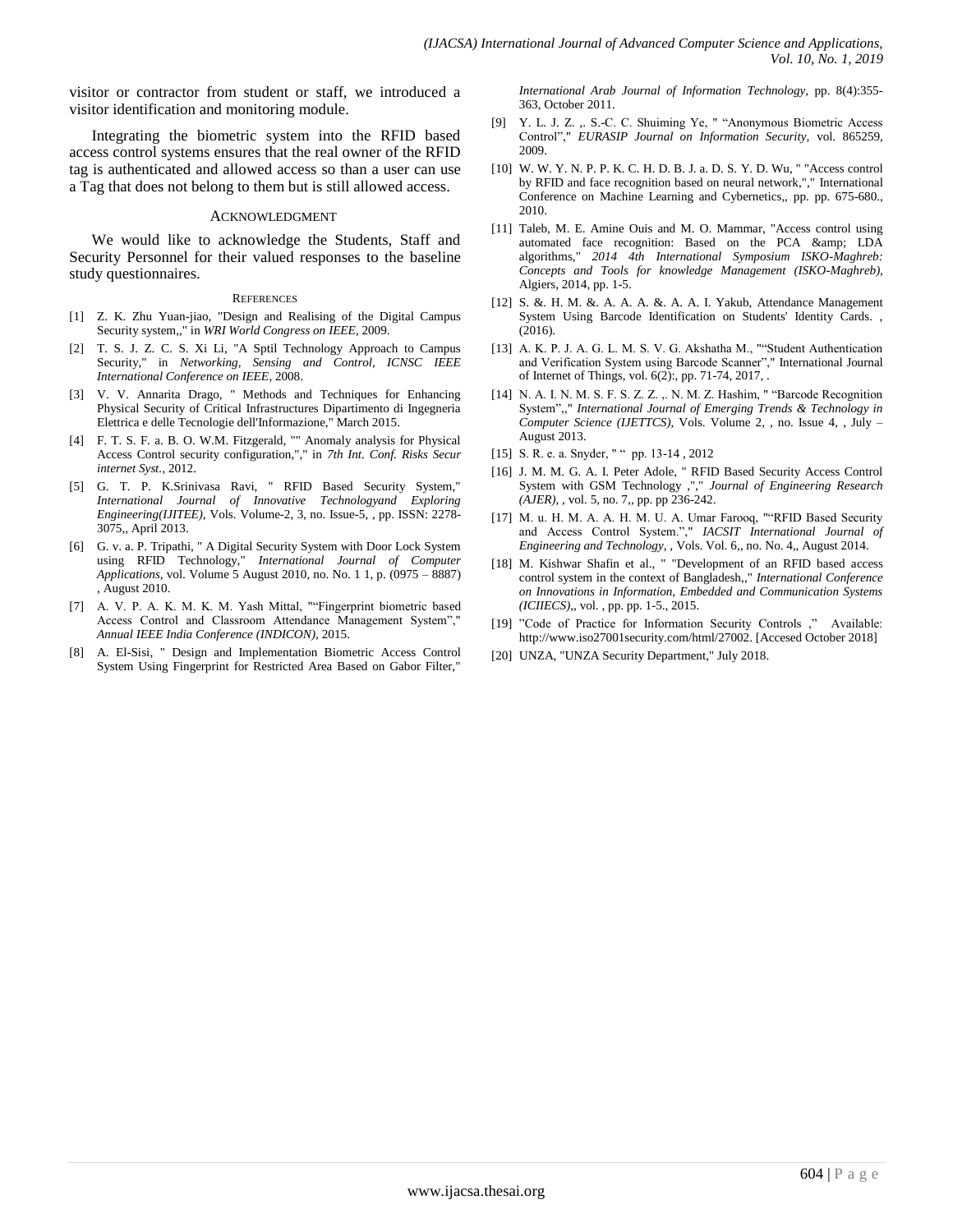visitor or contractor from student or staff, we introduced a visitor identification and monitoring module.

Integrating the biometric system into the RFID based access control systems ensures that the real owner of the RFID tag is authenticated and allowed access so than a user can use a Tag that does not belong to them but is still allowed access.

## ACKNOWLEDGMENT

We would like to acknowledge the Students, Staff and Security Personnel for their valued responses to the baseline study questionnaires.

## REFERENCES

[1] Z. K. Zhu Yuan-jiao, "Design and Realising of the Digital Campus Security system,," in *WRI World Congress on IEEE*, 2009.

[2] T. S. J. Z. C. S. Xi Li, "A Sptil Technology Approach to Campus Security," in *Networking, Sensing and Control, ICNSC IEEE International Conference on IEEE*, 2008.

[3] V. V. Annarita Drago, " Methods and Techniques for Enhancing Physical Security of Critical Infrastructures Dipartimento di Ingegneria Elettrica e delle Tecnologie dell'Informazione," March 2015.

[4] F. T. S. F. a. B. O. W.M. Fitzgerald, "" Anomaly analysis for Physical Access Control security configuration,"," in *7th Int. Conf. Risks Secur internet Syst.*, 2012.

[5] G. T. P. K.Srinivasa Ravi, " RFID Based Security System," *International Journal of Innovative Technologyand Exploring Engineering(IJITEE)*, Vols. Volume-2, 3, no. Issue-5, , pp. ISSN: 2278-3075,, April 2013.

[6] G. v. a. P. Tripathi, " A Digital Security System with Door Lock System using RFID Technology," *International Journal of Computer Applications*, vol. Volume 5 August 2010, no. No. 1 1, p. (0975 – 8887) , August 2010.

[7] A. V. P. A. K. M. K. M. Yash Mittal, ""Fingerprint biometric based Access Control and Classroom Attendance Management System"," *Annual IEEE India Conference (INDICON)*, 2015.

[8] A. El-Sisi, " Design and Implementation Biometric Access Control System Using Fingerprint for Restricted Area Based on Gabor Filter," *International Arab Journal of Information Technology*, pp. 8(4):355-363, October 2011.

[9] Y. L. J. Z. ,. S.-C. C. Shuiming Ye, " "Anonymous Biometric Access Control"," *EURASIP Journal on Information Security*, vol. 865259, 2009.

[10] W. W. Y. N. P. P. K. C. H. D. B. J. a. D. S. Y. D. Wu, " "Access control by RFID and face recognition based on neural network,"," International Conference on Machine Learning and Cybernetics,, pp. pp. 675-680., 2010.

[11] Taleb, M. E. Amine Ouis and M. O. Mammar, "Access control using automated face recognition: Based on the PCA &amp; LDA algorithms," *2014 4th International Symposium ISKO-Maghreb: Concepts and Tools for knowledge Management (ISKO-Maghreb)*, Algiers, 2014, pp. 1-5.

[12] S. &. H. M. &. A. A. A. &. A. A. I. Yakub, Attendance Management System Using Barcode Identification on Students' Identity Cards. , (2016).

[13] A. K. P. J. A. G. L. M. S. V. G. Akshatha M., ""Student Authentication and Verification System using Barcode Scanner"," International Journal of Internet of Things, vol. 6(2):, pp. 71-74, 2017, .

[14] N. A. I. N. M. S. F. S. Z. Z. ,. N. M. Z. Hashim, " "Barcode Recognition System",," *International Journal of Emerging Trends & Technology in Computer Science (IJETTCS)*, Vols. Volume 2, , no. Issue 4, , July – August 2013.

[15] S. R. e. a. Snyder, " " pp. 13-14 , 2012

[16] J. M. M. G. A. I. Peter Adole, " RFID Based Security Access Control System with GSM Technology ,"," *Journal of Engineering Research (AJER)*, , vol. 5, no. 7,, pp. pp 236-242.

[17] M. u. H. M. A. A. H. M. U. A. Umar Farooq, ""RFID Based Security and Access Control System."," *IACSIT International Journal of Engineering and Technology*, , Vols. Vol. 6,, no. No. 4,, August 2014.

[18] M. Kishwar Shafin et al., " "Development of an RFID based access control system in the context of Bangladesh,," *International Conference on Innovations in Information, Embedded and Communication Systems (ICIIECS)*,, vol. , pp. pp. 1-5., 2015.

[19] "Code of Practice for Information Security Controls ," Available: http://www.iso27001security.com/html/27002. [Accesed October 2018]

[20] UNZA, "UNZA Security Department," July 2018.